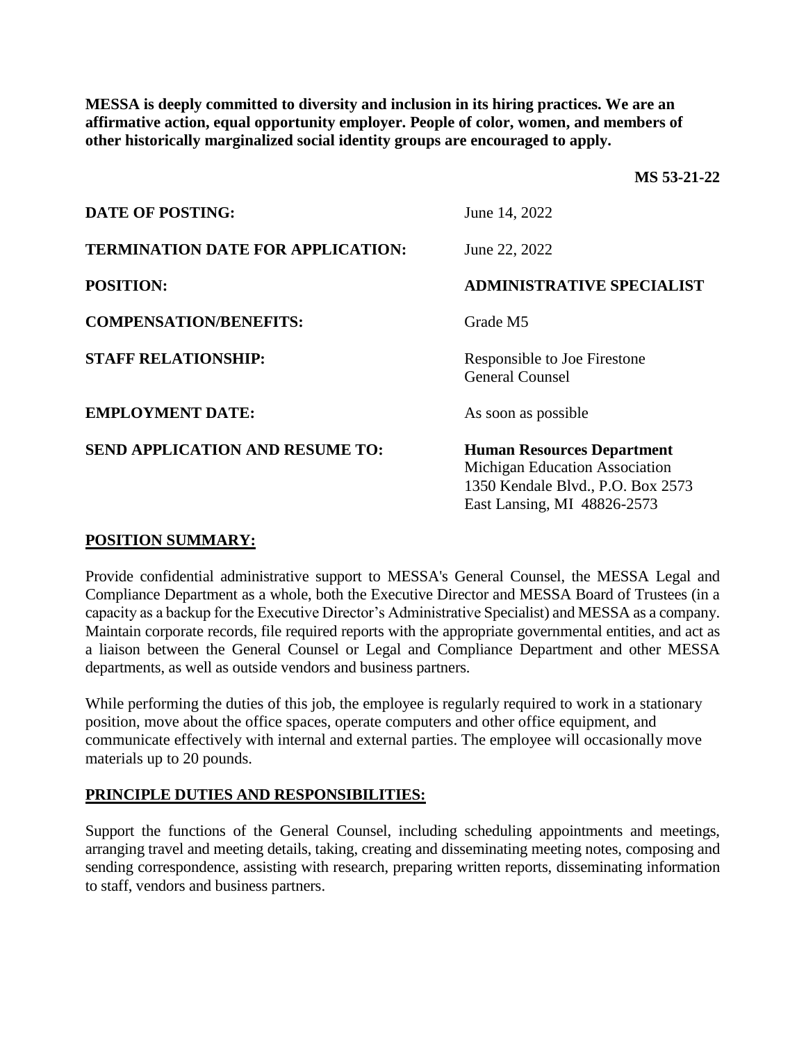**MESSA is deeply committed to diversity and inclusion in its hiring practices. We are an affirmative action, equal opportunity employer. People of color, women, and members of other historically marginalized social identity groups are encouraged to apply.**

**MS 53-21-22**

| | |
|---|---|
| **DATE OF POSTING:** | June 14, 2022 |
| **TERMINATION DATE FOR APPLICATION:** | June 22, 2022 |
| **POSITION:** | **ADMINISTRATIVE SPECIALIST** |
| **COMPENSATION/BENEFITS:** | Grade M5 |
| **STAFF RELATIONSHIP:** | Responsible to Joe Firestone<br>General Counsel |
| **EMPLOYMENT DATE:** | As soon as possible |
| **SEND APPLICATION AND RESUME TO:** | **Human Resources Department**<br>Michigan Education Association<br>1350 Kendale Blvd., P.O. Box 2573<br>East Lansing, MI 48826-2573 |

## POSITION SUMMARY:

Provide confidential administrative support to MESSA's General Counsel, the MESSA Legal and Compliance Department as a whole, both the Executive Director and MESSA Board of Trustees (in a capacity as a backup for the Executive Director's Administrative Specialist) and MESSA as a company. Maintain corporate records, file required reports with the appropriate governmental entities, and act as a liaison between the General Counsel or Legal and Compliance Department and other MESSA departments, as well as outside vendors and business partners.

While performing the duties of this job, the employee is regularly required to work in a stationary position, move about the office spaces, operate computers and other office equipment, and communicate effectively with internal and external parties. The employee will occasionally move materials up to 20 pounds.

## PRINCIPLE DUTIES AND RESPONSIBILITIES:

Support the functions of the General Counsel, including scheduling appointments and meetings, arranging travel and meeting details, taking, creating and disseminating meeting notes, composing and sending correspondence, assisting with research, preparing written reports, disseminating information to staff, vendors and business partners.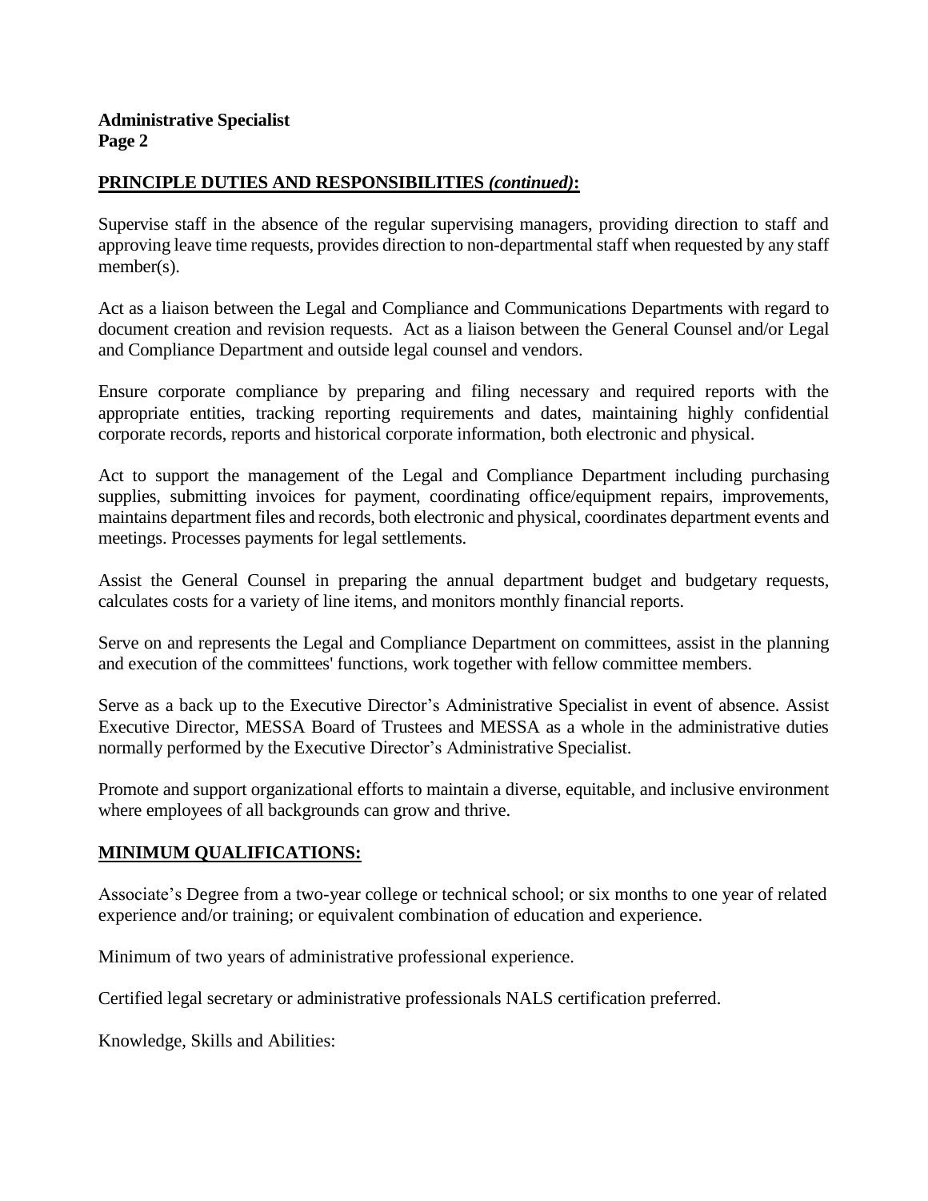**PRINCIPLE DUTIES AND RESPONSIBILITIES *(continued)*:**

Supervise staff in the absence of the regular supervising managers, providing direction to staff and approving leave time requests, provides direction to non-departmental staff when requested by any staff member(s).

Act as a liaison between the Legal and Compliance and Communications Departments with regard to document creation and revision requests. Act as a liaison between the General Counsel and/or Legal and Compliance Department and outside legal counsel and vendors.

Ensure corporate compliance by preparing and filing necessary and required reports with the appropriate entities, tracking reporting requirements and dates, maintaining highly confidential corporate records, reports and historical corporate information, both electronic and physical.

Act to support the management of the Legal and Compliance Department including purchasing supplies, submitting invoices for payment, coordinating office/equipment repairs, improvements, maintains department files and records, both electronic and physical, coordinates department events and meetings. Processes payments for legal settlements.

Assist the General Counsel in preparing the annual department budget and budgetary requests, calculates costs for a variety of line items, and monitors monthly financial reports.

Serve on and represents the Legal and Compliance Department on committees, assist in the planning and execution of the committees' functions, work together with fellow committee members.

Serve as a back up to the Executive Director's Administrative Specialist in event of absence. Assist Executive Director, MESSA Board of Trustees and MESSA as a whole in the administrative duties normally performed by the Executive Director's Administrative Specialist.

Promote and support organizational efforts to maintain a diverse, equitable, and inclusive environment where employees of all backgrounds can grow and thrive.

**MINIMUM QUALIFICATIONS:**

Associate's Degree from a two-year college or technical school; or six months to one year of related experience and/or training; or equivalent combination of education and experience.

Minimum of two years of administrative professional experience.

Certified legal secretary or administrative professionals NALS certification preferred.

Knowledge, Skills and Abilities: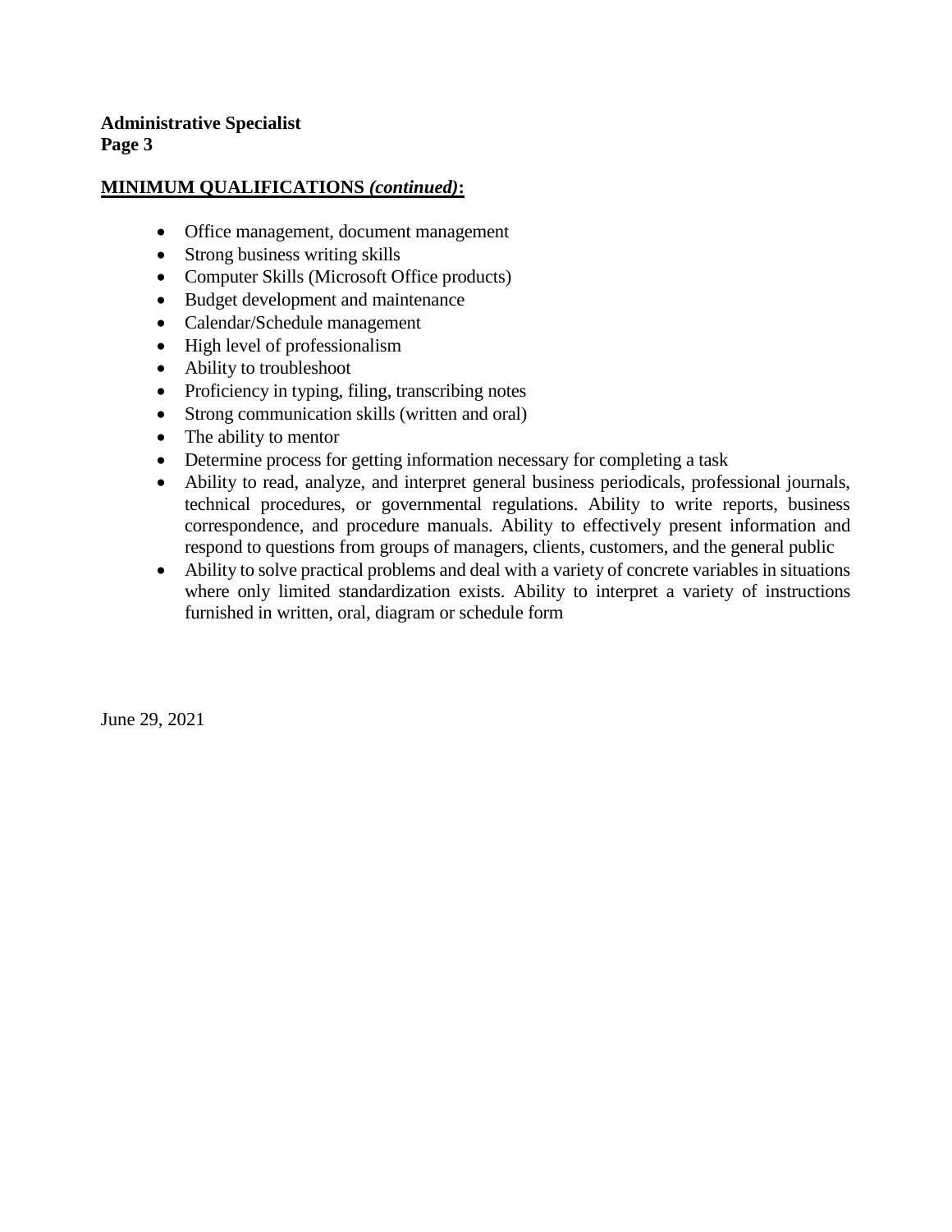## **MINIMUM QUALIFICATIONS *(continued)*:**

- Office management, document management
- Strong business writing skills
- Computer Skills (Microsoft Office products)
- Budget development and maintenance
- Calendar/Schedule management
- High level of professionalism
- Ability to troubleshoot
- Proficiency in typing, filing, transcribing notes
- Strong communication skills (written and oral)
- The ability to mentor
- Determine process for getting information necessary for completing a task
- Ability to read, analyze, and interpret general business periodicals, professional journals, technical procedures, or governmental regulations. Ability to write reports, business correspondence, and procedure manuals. Ability to effectively present information and respond to questions from groups of managers, clients, customers, and the general public
- Ability to solve practical problems and deal with a variety of concrete variables in situations where only limited standardization exists. Ability to interpret a variety of instructions furnished in written, oral, diagram or schedule form

June 29, 2021